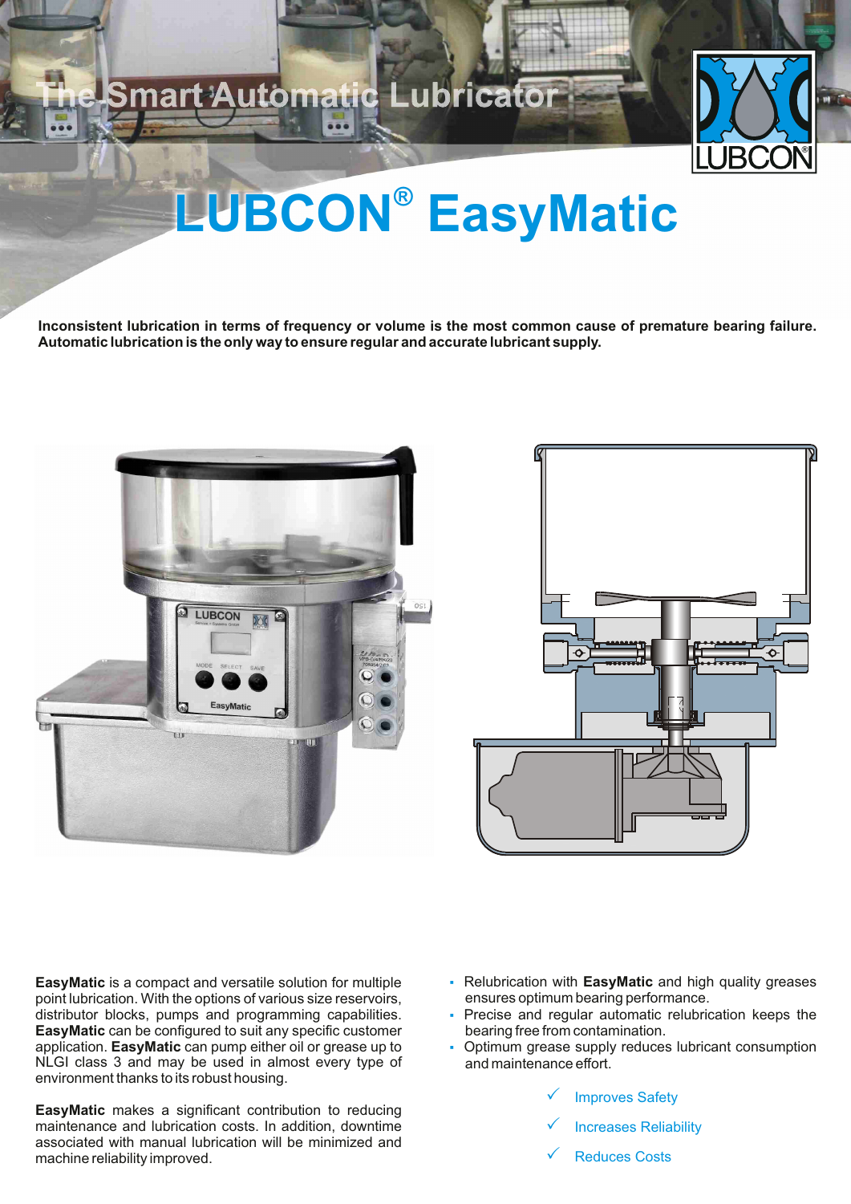The Smart Automatic Lubricator

# LUBCON® EasyMatic

**Inconsistent lubrication in terms of frequency or volume is the most common cause of premature bearing failure. Automatic lubrication is the only way to ensure regular and accurate lubricant supply.**

**EasyMatic** is a compact and versatile solution for multiple point lubrication. With the options of various size reservoirs, distributor blocks, pumps and programming capabilities. **EasyMatic** can be configured to suit any specific customer application. **EasyMatic** can pump either oil or grease up to NLGI class 3 and may be used in almost every type of environment thanks to its robust housing.

**EasyMatic** makes a significant contribution to reducing maintenance and lubrication costs. In addition, downtime associated with manual lubrication will be minimized and machine reliability improved.

- Relubrication with **EasyMatic** and high quality greases ensures optimum bearing performance.
- Precise and regular automatic relubrication keeps the bearing free from contamination.
- Optimum grease supply reduces lubricant consumption and maintenance effort.

✓ Improves Safety

✓ Increases Reliability

✓ Reduces Costs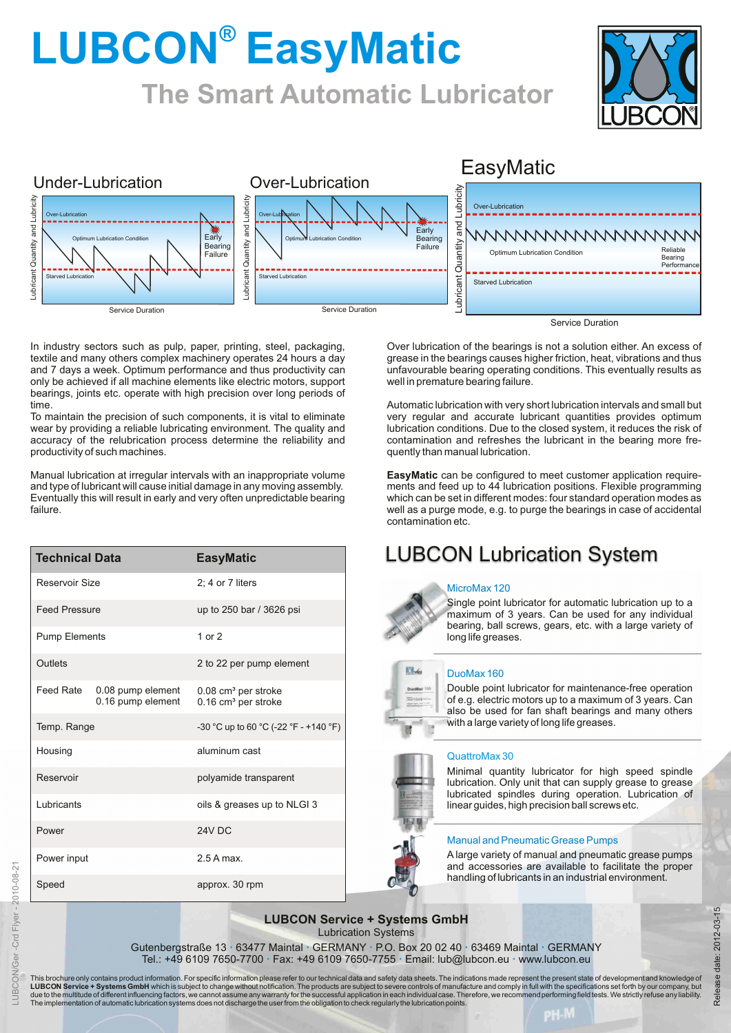# LUBCON® EasyMatic

## The Smart Automatic Lubricator

Under-Lubrication

Lubricant Quantity and Lubricity

Over-Lubrication

Optimum Lubrication Condition

Early Bearing Failure

Starved Lubrication

Service Duration

Over-Lubrication

Lubricant Quantity and Lubricity

Over-Lubrication

Optimum Lubrication Condition

Early Bearing Failure

Starved Lubrication

Service Duration

EasyMatic

Lubricant Quantity and Lubricity

Over-Lubrication

Optimum Lubrication Condition

Reliable Bearing Performance

Starved Lubrication

Service Duration

In industry sectors such as pulp, paper, printing, steel, packaging, textile and many others complex machinery operates 24 hours a day and 7 days a week. Optimum performance and thus productivity can only be achieved if all machine elements like electric motors, support bearings, joints etc. operate with high precision over long periods of time.
To maintain the precision of such components, it is vital to eliminate wear by providing a reliable lubricating environment. The quality and accuracy of the relubrication process determine the reliability and productivity of such machines.

Manual lubrication at irregular intervals with an inappropriate volume and type of lubricant will cause initial damage in any moving assembly. Eventually this will result in early and very often unpredictable bearing failure.

Over lubrication of the bearings is not a solution either. An excess of grease in the bearings causes higher friction, heat, vibrations and thus unfavourable bearing operating conditions. This eventually results as well in premature bearing failure.

Automatic lubrication with very short lubrication intervals and small but very regular and accurate lubricant quantities provides optimum lubrication conditions. Due to the closed system, it reduces the risk of contamination and refreshes the lubricant in the bearing more frequently than manual lubrication.

**EasyMatic** can be configured to meet customer application requirements and feed up to 44 lubrication positions. Flexible programming which can be set in different modes: four standard operation modes as well as a purge mode, e.g. to purge the bearings in case of accidental contamination etc.

| Technical Data | | EasyMatic |
|---|---|---|
| Reservoir Size | | 2; 4 or 7 liters |
| Feed Pressure | | up to 250 bar / 3626 psi |
| Pump Elements | | 1 or 2 |
| Outlets | | 2 to 22 per pump element |
| Feed Rate | 0.08 pump element<br>0.16 pump element | 0.08 cm³ per stroke<br>0.16 cm³ per stroke |
| Temp. Range | | -30 °C up to 60 °C (-22 °F - +140 °F) |
| Housing | | aluminum cast |
| Reservoir | | polyamide transparent |
| Lubricants | | oils & greases up to NLGI 3 |
| Power | | 24V DC |
| Power input | | 2.5 A max. |
| Speed | | approx. 30 rpm |

## LUBCON Lubrication System

### MicroMax 120

Single point lubricator for automatic lubrication up to a maximum of 3 years. Can be used for any individual bearing, ball screws, gears, etc. with a large variety of long life greases.

### DuoMax 160

Double point lubricator for maintenance-free operation of e.g. electric motors up to a maximum of 3 years. Can also be used for fan shaft bearings and many others with a large variety of long life greases.

### QuattroMax 30

Minimal quantity lubricator for high speed spindle lubrication. Only unit that can supply grease to grease lubricated spindles during operation. Lubrication of linear guides, high precision ball screws etc.

### Manual and Pneumatic Grease Pumps

A large variety of manual and pneumatic grease pumps and accessories are available to facilitate the proper handling of lubricants in an industrial environment.

**LUBCON Service + Systems GmbH**
Lubrication Systems
Gutenbergstraße 13 · 63477 Maintal · GERMANY · P.O. Box 20 02 40 · 63469 Maintal · GERMANY
Tel.: +49 6109 7650-7700 · Fax: +49 6109 7650-7755 · Email: lub@lubcon.eu · www.lubcon.eu

This brochure only contains product information. For specific information please refer to our technical data and safety data sheets. The indications made represent the present state of development and knowledge of **LUBCON Service + Systems GmbH** which is subject to change without notification. The products are subject to severe controls of manufacture and comply in full with the specifications set forth by our company, but due to the multitude of different influencing factors, we cannot assume any warranty for the successful application in each individual case. Therefore, we recommend performing field tests. We strictly refuse any liability. The implementation of automatic lubrication systems does not discharge the user from the obligation to check regularly the lubrication points.

LUBCON/Ger -Crd Flyer - 2010-08-21

Release date: 2012-03-15